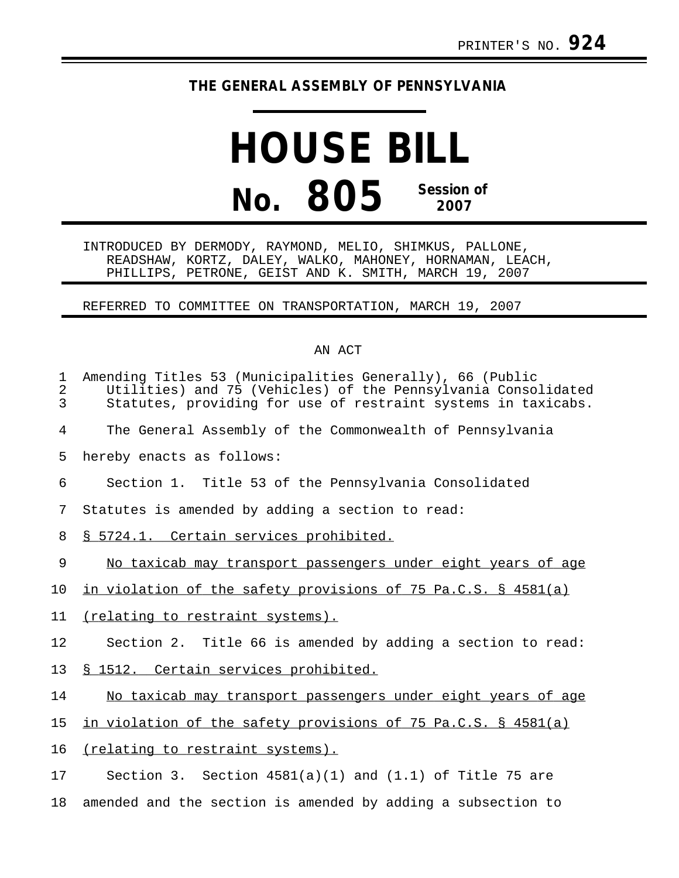PRINTER'S NO. **924**

**THE GENERAL ASSEMBLY OF PENNSYLVANIA**

# HOUSE BILL

# No. 805

**Session of 2007**

INTRODUCED BY DERMODY, RAYMOND, MELIO, SHIMKUS, PALLONE, READSHAW, KORTZ, DALEY, WALKO, MAHONEY, HORNAMAN, LEACH, PHILLIPS, PETRONE, GEIST AND K. SMITH, MARCH 19, 2007

REFERRED TO COMMITTEE ON TRANSPORTATION, MARCH 19, 2007

AN ACT

Amending Titles 53 (Municipalities Generally), 66 (Public Utilities) and 75 (Vehicles) of the Pennsylvania Consolidated Statutes, providing for use of restraint systems in taxicabs.

The General Assembly of the Commonwealth of Pennsylvania hereby enacts as follows:

Section 1. Title 53 of the Pennsylvania Consolidated Statutes is amended by adding a section to read:

§ 5724.1. Certain services prohibited.

No taxicab may transport passengers under eight years of age in violation of the safety provisions of 75 Pa.C.S. § 4581(a) (relating to restraint systems).

Section 2. Title 66 is amended by adding a section to read:

§ 1512. Certain services prohibited.

No taxicab may transport passengers under eight years of age in violation of the safety provisions of 75 Pa.C.S. § 4581(a) (relating to restraint systems).

Section 3. Section 4581(a)(1) and (1.1) of Title 75 are amended and the section is amended by adding a subsection to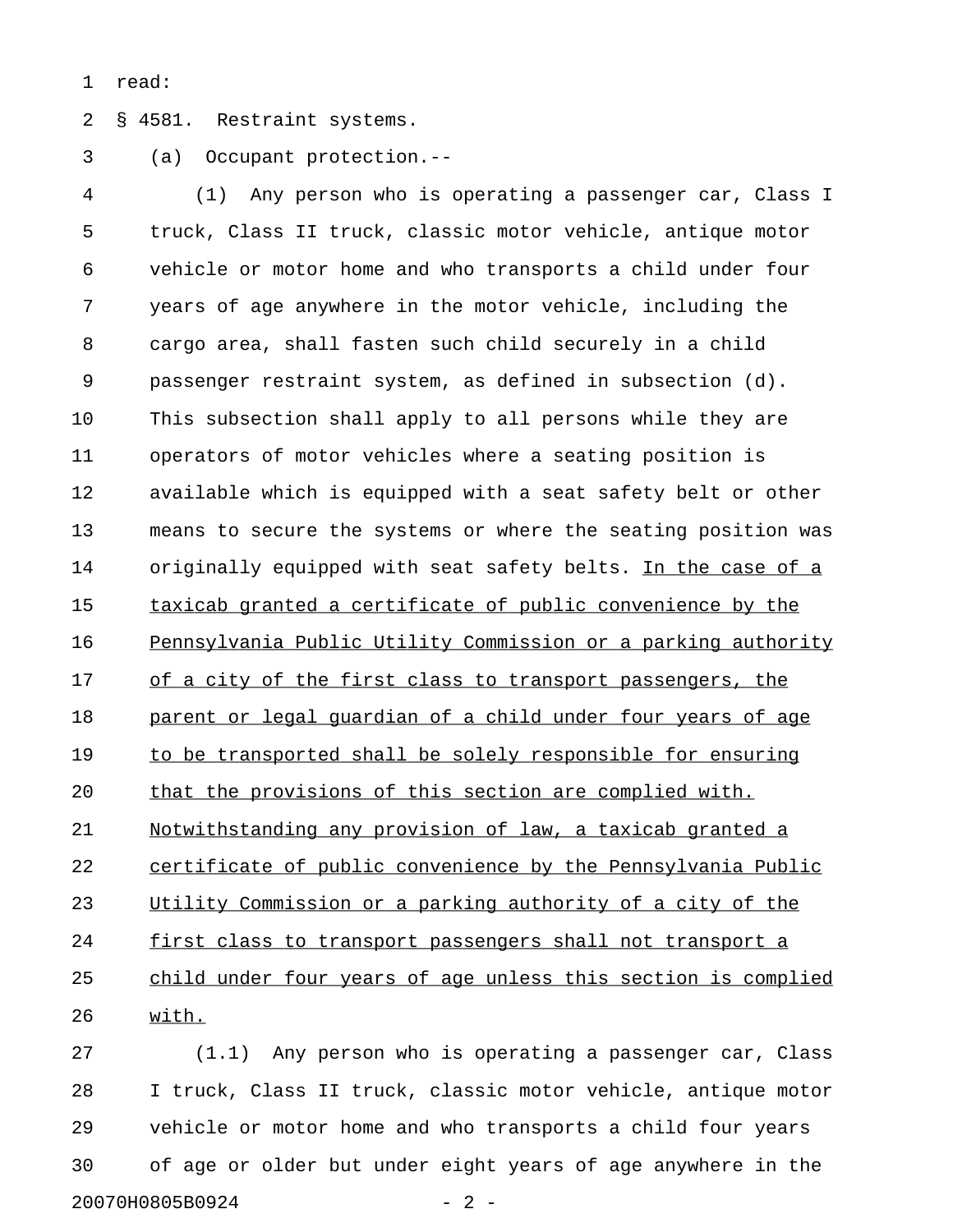read:

§ 4581. Restraint systems.

(a) Occupant protection.--

(1) Any person who is operating a passenger car, Class I truck, Class II truck, classic motor vehicle, antique motor vehicle or motor home and who transports a child under four years of age anywhere in the motor vehicle, including the cargo area, shall fasten such child securely in a child passenger restraint system, as defined in subsection (d). This subsection shall apply to all persons while they are operators of motor vehicles where a seating position is available which is equipped with a seat safety belt or other means to secure the systems or where the seating position was originally equipped with seat safety belts. <u>In the case of a taxicab granted a certificate of public convenience by the Pennsylvania Public Utility Commission or a parking authority of a city of the first class to transport passengers, the parent or legal guardian of a child under four years of age to be transported shall be solely responsible for ensuring that the provisions of this section are complied with. Notwithstanding any provision of law, a taxicab granted a certificate of public convenience by the Pennsylvania Public Utility Commission or a parking authority of a city of the first class to transport passengers shall not transport a child under four years of age unless this section is complied with.</u>

(1.1) Any person who is operating a passenger car, Class I truck, Class II truck, classic motor vehicle, antique motor vehicle or motor home and who transports a child four years of age or older but under eight years of age anywhere in the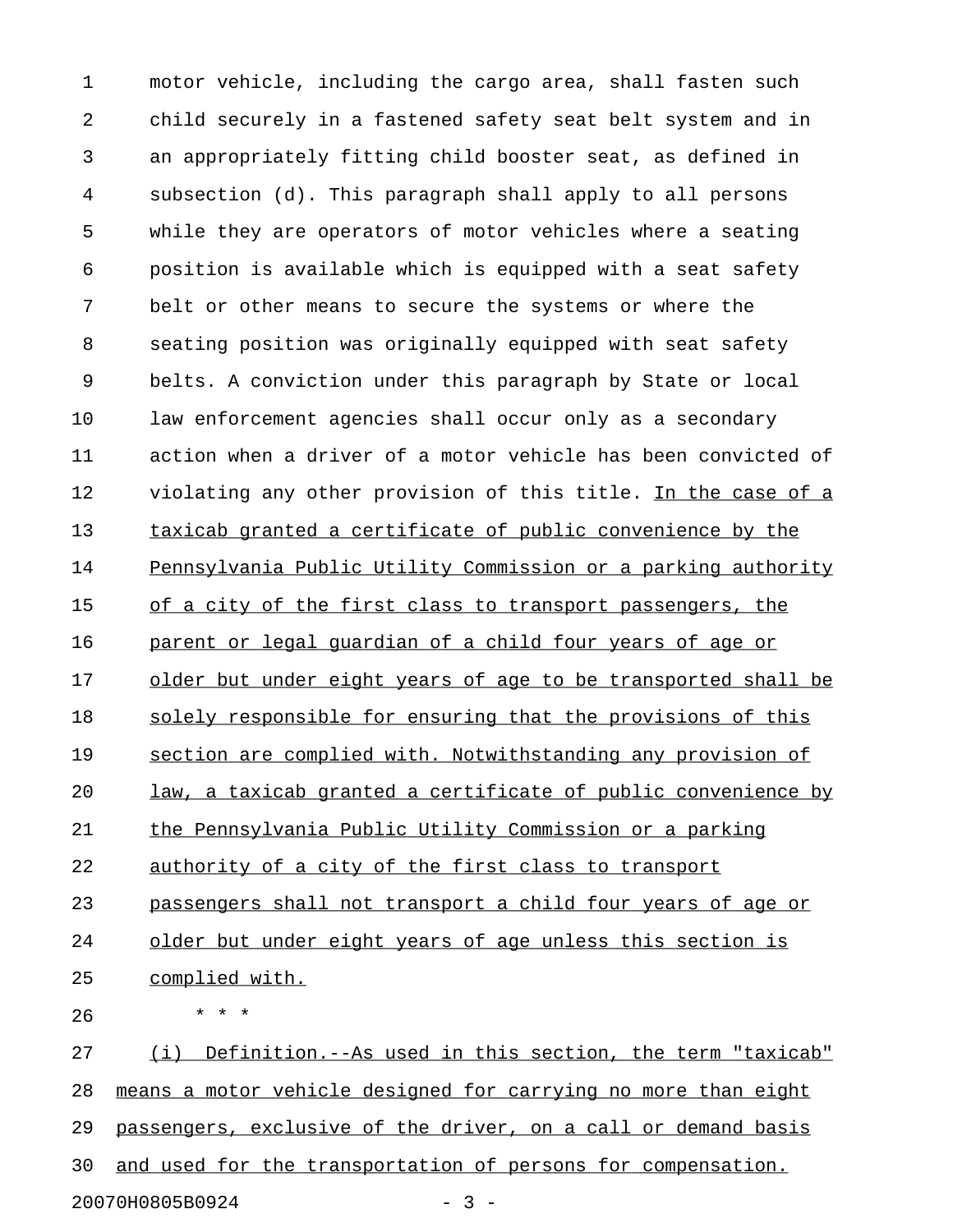motor vehicle, including the cargo area, shall fasten such child securely in a fastened safety seat belt system and in an appropriately fitting child booster seat, as defined in subsection (d). This paragraph shall apply to all persons while they are operators of motor vehicles where a seating position is available which is equipped with a seat safety belt or other means to secure the systems or where the seating position was originally equipped with seat safety belts. A conviction under this paragraph by State or local law enforcement agencies shall occur only as a secondary action when a driver of a motor vehicle has been convicted of violating any other provision of this title. <u>In the case of a taxicab granted a certificate of public convenience by the Pennsylvania Public Utility Commission or a parking authority of a city of the first class to transport passengers, the parent or legal guardian of a child four years of age or older but under eight years of age to be transported shall be solely responsible for ensuring that the provisions of this section are complied with. Notwithstanding any provision of law, a taxicab granted a certificate of public convenience by the Pennsylvania Public Utility Commission or a parking authority of a city of the first class to transport passengers shall not transport a child four years of age or older but under eight years of age unless this section is complied with.</u>

\* \* \*

<u>(i) Definition.--As used in this section, the term "taxicab" means a motor vehicle designed for carrying no more than eight passengers, exclusive of the driver, on a call or demand basis and used for the transportation of persons for compensation.</u>

20070H0805B0924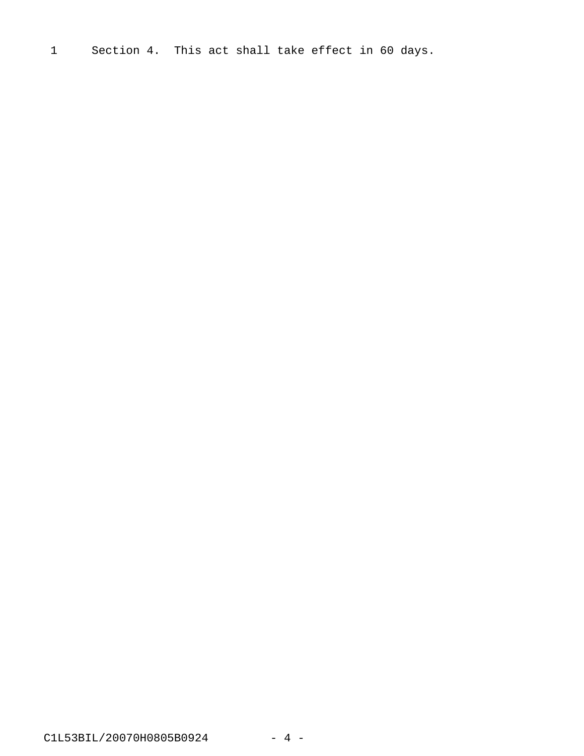Section 4. This act shall take effect in 60 days.